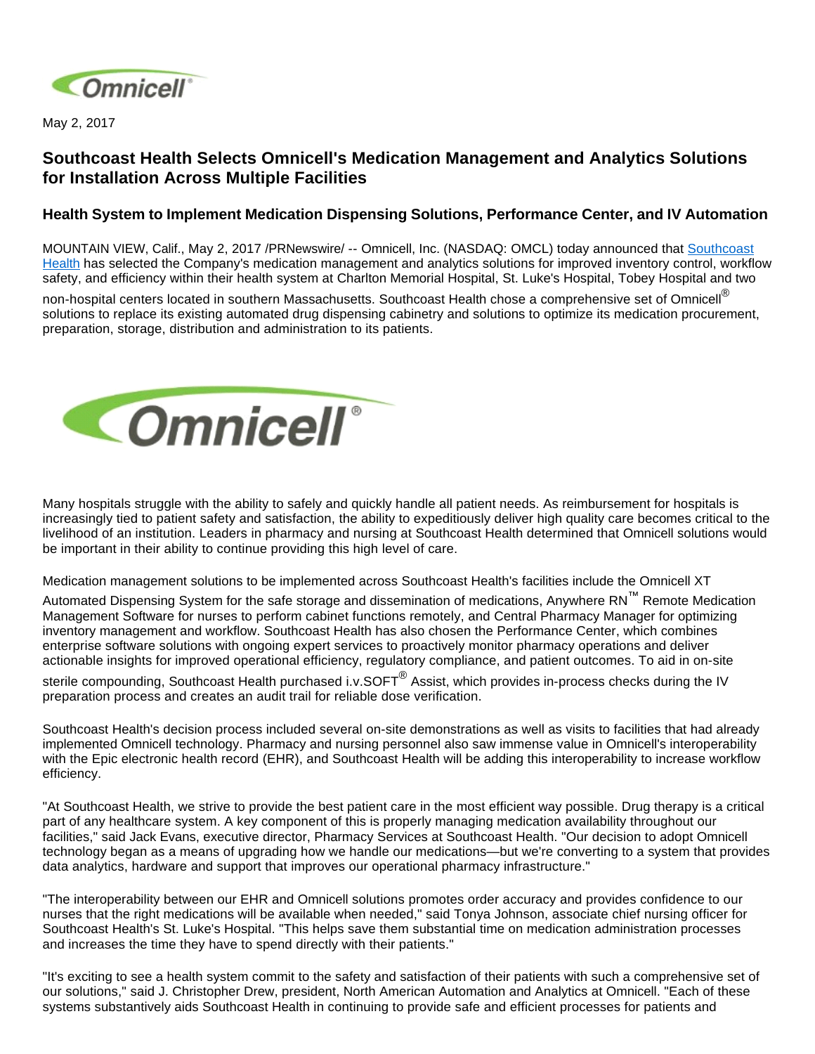May 2, 2017

# Southcoast Health Selects Omnicell's Medication Management and Analytics Solutions for Installation Across Multiple Facilities

## Health System to Implement Medication Dispensing Solutions, Performance Center, and IV Automation

MOUNTAIN VIEW, Calif., May 2, 2017 /PRNewswire/ -- Omnicell, Inc. (NASDAQ: OMCL) today announced that Southcoast Health has selected the Company's medication management and analytics solutions for improved inventory control, workflow safety, and efficiency within their health system at Charlton Memorial Hospital, St. Luke's Hospital, Tobey Hospital and two non-hospital centers located in southern Massachusetts. Southcoast Health chose a comprehensive set of Omnicell® solutions to replace its existing automated drug dispensing cabinetry and solutions to optimize its medication procurement, preparation, storage, distribution and administration to its patients.

Many hospitals struggle with the ability to safely and quickly handle all patient needs. As reimbursement for hospitals is increasingly tied to patient safety and satisfaction, the ability to expeditiously deliver high quality care becomes critical to the livelihood of an institution. Leaders in pharmacy and nursing at Southcoast Health determined that Omnicell solutions would be important in their ability to continue providing this high level of care.

Medication management solutions to be implemented across Southcoast Health's facilities include the Omnicell XT Automated Dispensing System for the safe storage and dissemination of medications, Anywhere RN™ Remote Medication Management Software for nurses to perform cabinet functions remotely, and Central Pharmacy Manager for optimizing inventory management and workflow. Southcoast Health has also chosen the Performance Center, which combines enterprise software solutions with ongoing expert services to proactively monitor pharmacy operations and deliver actionable insights for improved operational efficiency, regulatory compliance, and patient outcomes. To aid in on-site sterile compounding, Southcoast Health purchased i.v.SOFT® Assist, which provides in-process checks during the IV preparation process and creates an audit trail for reliable dose verification.

Southcoast Health's decision process included several on-site demonstrations as well as visits to facilities that had already implemented Omnicell technology. Pharmacy and nursing personnel also saw immense value in Omnicell's interoperability with the Epic electronic health record (EHR), and Southcoast Health will be adding this interoperability to increase workflow efficiency.

"At Southcoast Health, we strive to provide the best patient care in the most efficient way possible. Drug therapy is a critical part of any healthcare system. A key component of this is properly managing medication availability throughout our facilities," said Jack Evans, executive director, Pharmacy Services at Southcoast Health. "Our decision to adopt Omnicell technology began as a means of upgrading how we handle our medications—but we're converting to a system that provides data analytics, hardware and support that improves our operational pharmacy infrastructure."

"The interoperability between our EHR and Omnicell solutions promotes order accuracy and provides confidence to our nurses that the right medications will be available when needed," said Tonya Johnson, associate chief nursing officer for Southcoast Health's St. Luke's Hospital. "This helps save them substantial time on medication administration processes and increases the time they have to spend directly with their patients."

"It's exciting to see a health system commit to the safety and satisfaction of their patients with such a comprehensive set of our solutions," said J. Christopher Drew, president, North American Automation and Analytics at Omnicell. "Each of these systems substantively aids Southcoast Health in continuing to provide safe and efficient processes for patients and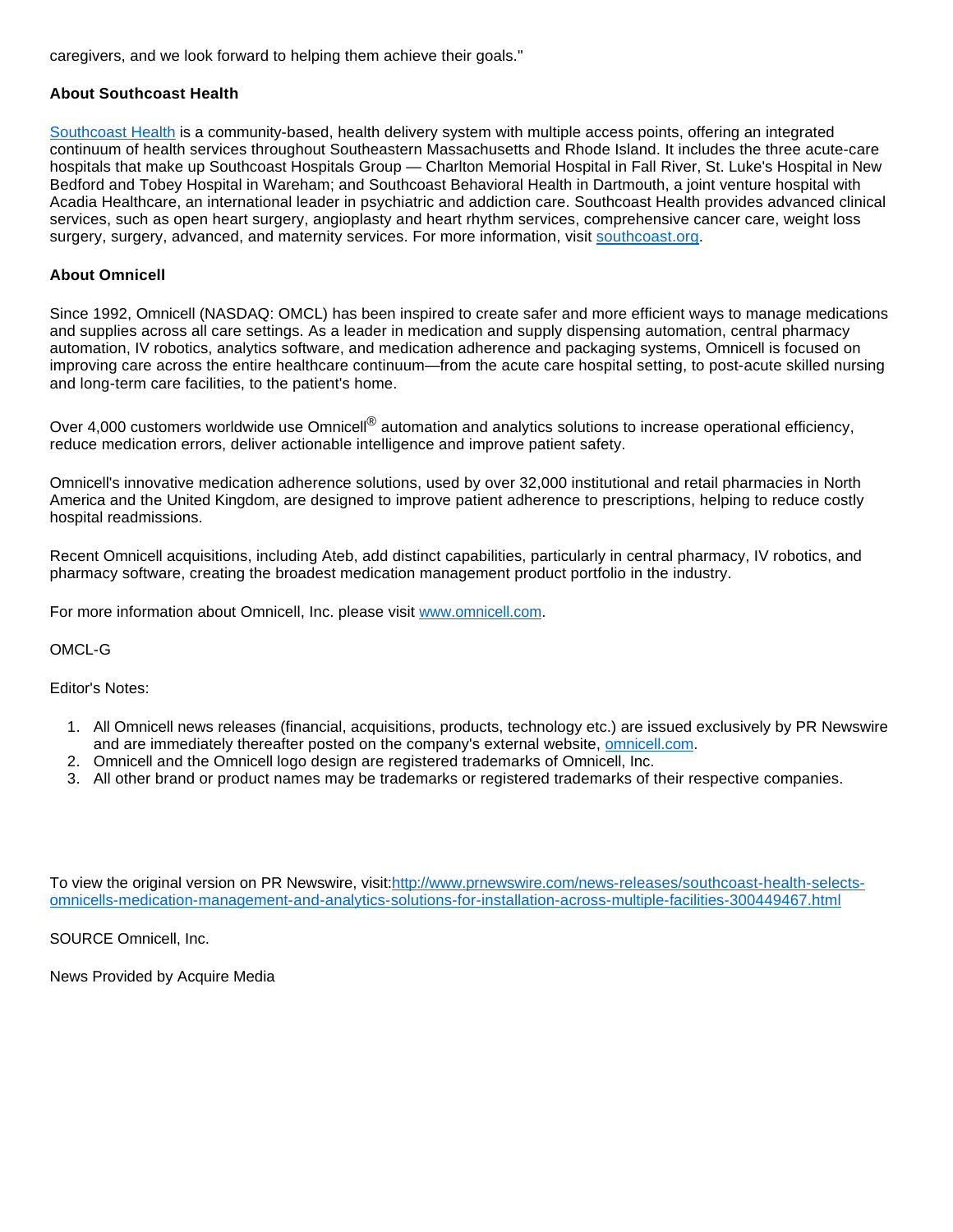caregivers, and we look forward to helping them achieve their goals."

**About Southcoast Health**

[Southcoast Health](#) is a community-based, health delivery system with multiple access points, offering an integrated continuum of health services throughout Southeastern Massachusetts and Rhode Island. It includes the three acute-care hospitals that make up Southcoast Hospitals Group — Charlton Memorial Hospital in Fall River, St. Luke's Hospital in New Bedford and Tobey Hospital in Wareham; and Southcoast Behavioral Health in Dartmouth, a joint venture hospital with Acadia Healthcare, an international leader in psychiatric and addiction care. Southcoast Health provides advanced clinical services, such as open heart surgery, angioplasty and heart rhythm services, comprehensive cancer care, weight loss surgery, surgery, advanced, and maternity services. For more information, visit southcoast.org.

**About Omnicell**

Since 1992, Omnicell (NASDAQ: OMCL) has been inspired to create safer and more efficient ways to manage medications and supplies across all care settings. As a leader in medication and supply dispensing automation, central pharmacy automation, IV robotics, analytics software, and medication adherence and packaging systems, Omnicell is focused on improving care across the entire healthcare continuum—from the acute care hospital setting, to post-acute skilled nursing and long-term care facilities, to the patient's home.

Over 4,000 customers worldwide use Omnicell® automation and analytics solutions to increase operational efficiency, reduce medication errors, deliver actionable intelligence and improve patient safety.

Omnicell's innovative medication adherence solutions, used by over 32,000 institutional and retail pharmacies in North America and the United Kingdom, are designed to improve patient adherence to prescriptions, helping to reduce costly hospital readmissions.

Recent Omnicell acquisitions, including Ateb, add distinct capabilities, particularly in central pharmacy, IV robotics, and pharmacy software, creating the broadest medication management product portfolio in the industry.

For more information about Omnicell, Inc. please visit www.omnicell.com.

OMCL-G

Editor's Notes:

1. All Omnicell news releases (financial, acquisitions, products, technology etc.) are issued exclusively by PR Newswire and are immediately thereafter posted on the company's external website, omnicell.com.
2. Omnicell and the Omnicell logo design are registered trademarks of Omnicell, Inc.
3. All other brand or product names may be trademarks or registered trademarks of their respective companies.

To view the original version on PR Newswire, visit:http://www.prnewswire.com/news-releases/southcoast-health-selects-omnicells-medication-management-and-analytics-solutions-for-installation-across-multiple-facilities-300449467.html

SOURCE Omnicell, Inc.

News Provided by Acquire Media